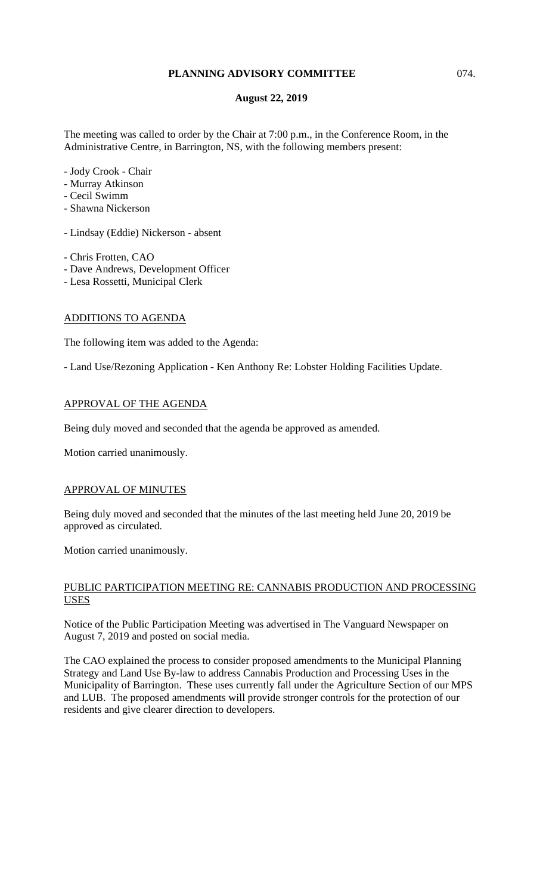**PLANNING ADVISORY COMMITTEE**

**August 22, 2019**

The meeting was called to order by the Chair at 7:00 p.m., in the Conference Room, in the Administrative Centre, in Barrington, NS, with the following members present:

- Jody Crook - Chair
- Murray Atkinson
- Cecil Swimm
- Shawna Nickerson

- Lindsay (Eddie) Nickerson - absent

- Chris Frotten, CAO
- Dave Andrews, Development Officer
- Lesa Rossetti, Municipal Clerk

<u>ADDITIONS TO AGENDA</u>

The following item was added to the Agenda:

- Land Use/Rezoning Application - Ken Anthony Re: Lobster Holding Facilities Update.

<u>APPROVAL OF THE AGENDA</u>

Being duly moved and seconded that the agenda be approved as amended.

Motion carried unanimously.

<u>APPROVAL OF MINUTES</u>

Being duly moved and seconded that the minutes of the last meeting held June 20, 2019 be approved as circulated.

Motion carried unanimously.

<u>PUBLIC PARTICIPATION MEETING RE: CANNABIS PRODUCTION AND PROCESSING USES</u>

Notice of the Public Participation Meeting was advertised in The Vanguard Newspaper on August 7, 2019 and posted on social media.

The CAO explained the process to consider proposed amendments to the Municipal Planning Strategy and Land Use By-law to address Cannabis Production and Processing Uses in the Municipality of Barrington. These uses currently fall under the Agriculture Section of our MPS and LUB. The proposed amendments will provide stronger controls for the protection of our residents and give clearer direction to developers.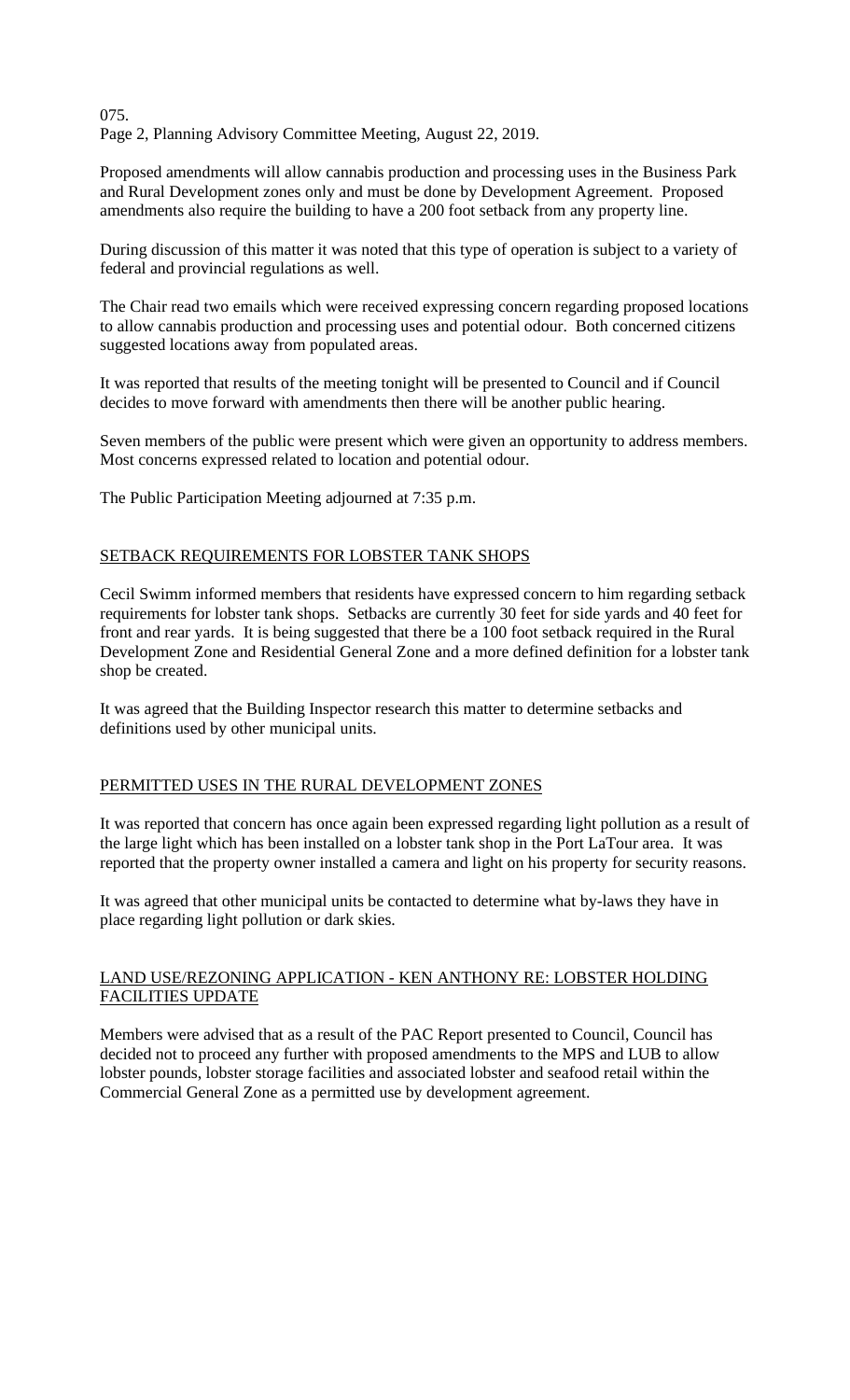Proposed amendments will allow cannabis production and processing uses in the Business Park and Rural Development zones only and must be done by Development Agreement. Proposed amendments also require the building to have a 200 foot setback from any property line.

During discussion of this matter it was noted that this type of operation is subject to a variety of federal and provincial regulations as well.

The Chair read two emails which were received expressing concern regarding proposed locations to allow cannabis production and processing uses and potential odour. Both concerned citizens suggested locations away from populated areas.

It was reported that results of the meeting tonight will be presented to Council and if Council decides to move forward with amendments then there will be another public hearing.

Seven members of the public were present which were given an opportunity to address members. Most concerns expressed related to location and potential odour.

The Public Participation Meeting adjourned at 7:35 p.m.

## SETBACK REQUIREMENTS FOR LOBSTER TANK SHOPS

Cecil Swimm informed members that residents have expressed concern to him regarding setback requirements for lobster tank shops. Setbacks are currently 30 feet for side yards and 40 feet for front and rear yards. It is being suggested that there be a 100 foot setback required in the Rural Development Zone and Residential General Zone and a more defined definition for a lobster tank shop be created.

It was agreed that the Building Inspector research this matter to determine setbacks and definitions used by other municipal units.

## PERMITTED USES IN THE RURAL DEVELOPMENT ZONES

It was reported that concern has once again been expressed regarding light pollution as a result of the large light which has been installed on a lobster tank shop in the Port LaTour area. It was reported that the property owner installed a camera and light on his property for security reasons.

It was agreed that other municipal units be contacted to determine what by-laws they have in place regarding light pollution or dark skies.

## LAND USE/REZONING APPLICATION - KEN ANTHONY RE: LOBSTER HOLDING FACILITIES UPDATE

Members were advised that as a result of the PAC Report presented to Council, Council has decided not to proceed any further with proposed amendments to the MPS and LUB to allow lobster pounds, lobster storage facilities and associated lobster and seafood retail within the Commercial General Zone as a permitted use by development agreement.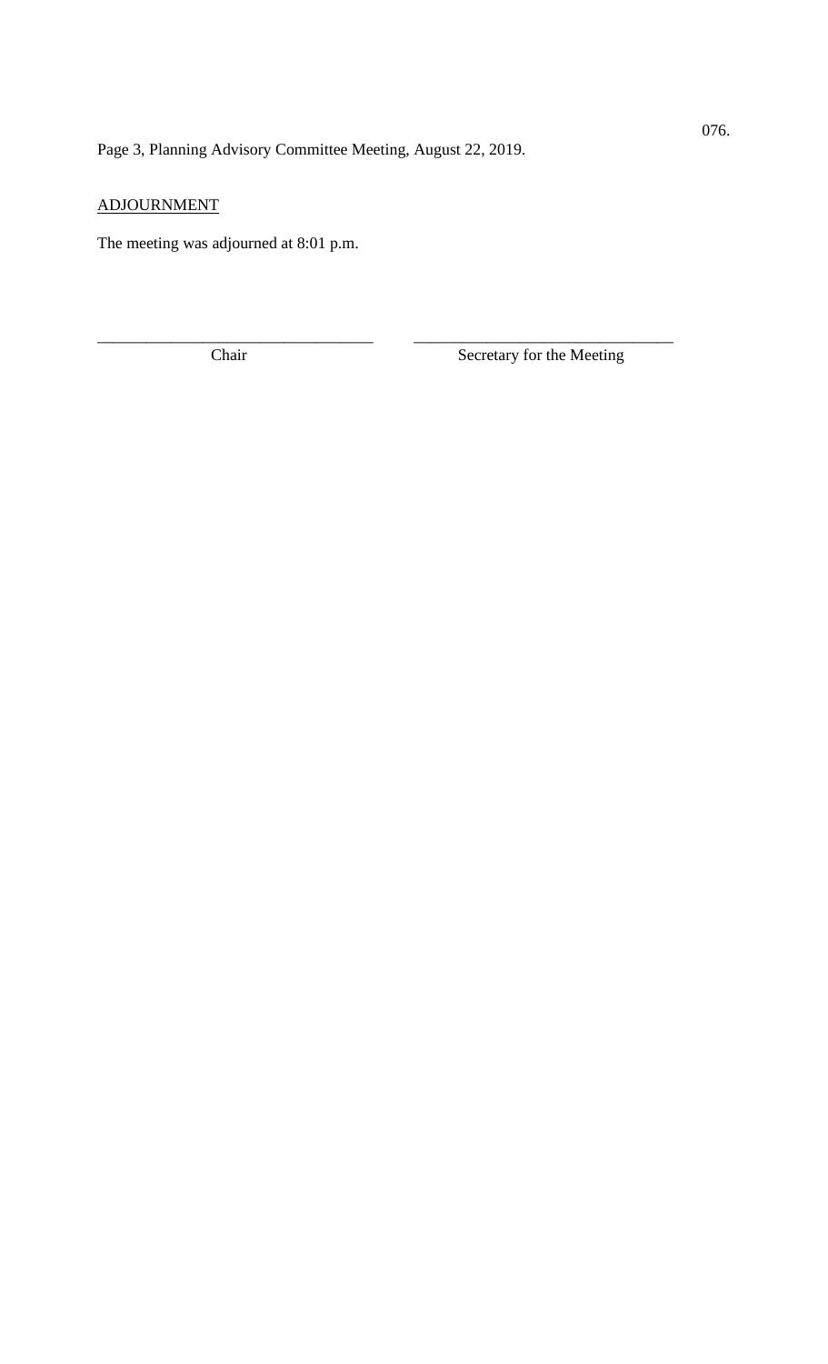## ADJOURNMENT

The meeting was adjourned at 8:01 p.m.

\_\_\_\_\_\_\_\_\_\_\_\_\_\_\_\_\_\_\_\_\_\_\_\_\_\_\_\_\_\_\_\_\_\_
Chair

\_\_\_\_\_\_\_\_\_\_\_\_\_\_\_\_\_\_\_\_\_\_\_\_\_\_\_\_\_\_\_\_\_\_
Secretary for the Meeting